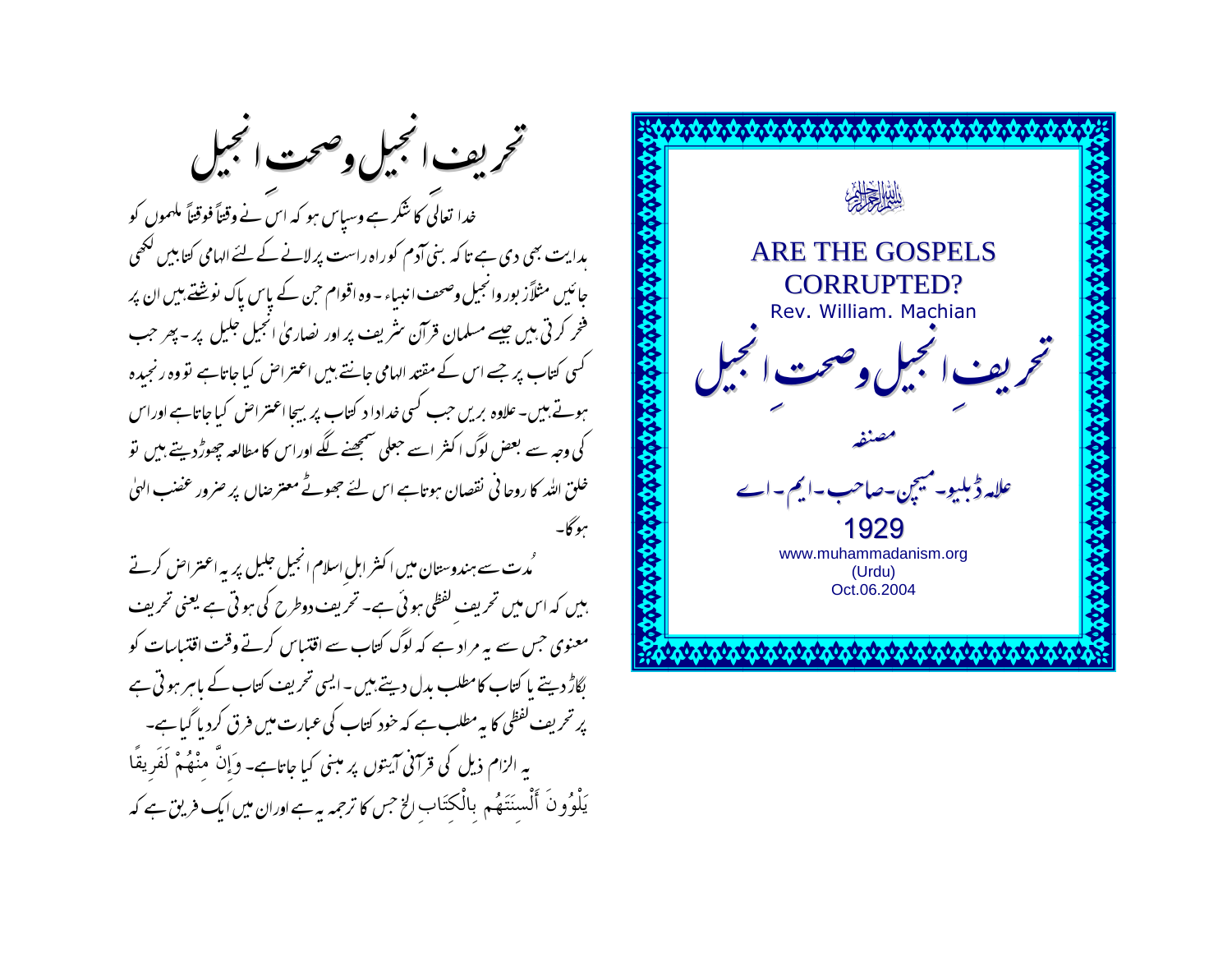بِسْمِ اللَّهِ الرَّحْمَٰنِ الرَّحِيمِ

# ARE THE GOSPELS CORRUPTED?

Rev. William. Machian

# تحریفِ انجیل وصحتِ انجیل

مصنفہ

علامہ ڈبلیو۔ میچن۔ صاحب۔ ایم۔ اے

1929

www.muhammadanism.org

(Urdu)

Oct.06.2004

# تحریف انجیل وصحت انجیل

خدا تعالیٰ کا شکر ہے وسپاس ہو کہ اس نے وقتاً فوقتاً ملہموں کو ہدایت بھی دی ہے تاکہ بنی آدم کو راہ راست پرلانے کے لئے الہامی کتابیں لکھی جائیں مثلاً زبور وانجیل وصحف انبیاء ۔ وہ اقوام جن کے پاس پاک نوشتے ہیں ان پر فخر کرتی ہیں جیسے مسلمان قرآن شریف پر اور نصاریٰ انجیل جلیل پر ۔ پھر جب کسی کتاب پر جسے اس کے مقتد الہامی جانتے ہیں اعتراض کیا جاتاہے تو وہ رنجیدہ ہوتے ہیں ۔ علاوہ بریں جب کسی خدادا د کتاب پر بیجا اعتراض کیا جاتاہے اوراس کی وجہ سے بعض لوگ اکثر اسے جعلی سمجھنے لگے اوراس کا مطالعہ چھوڑدیتے ہیں تو خلق اللہ کا روحانی نقصان ہوتاہے اس لئے جھوٹے معترضاں پر ضرور غضب الہیٰ ہوگا۔

مُدت سے ہندوستان میں اکثر اہل اسلام انجیل جلیل پر یہ اعتراض کرتے ہیں کہ اس میں تحریف لفظی ہوئی ہے۔ تحریف دوطرح کی ہوتی ہے یعنی تحریف معنوی جس سے یہ مراد ہے کہ لوگ کتاب سے اقتباس کرتے وقت اقتباسات کو بگاڑ دیتے یا کتاب کا مطلب بدل دیتے ہیں ۔ ایسی تحریف کتاب کے باہر ہوتی ہے پر تحریف لفظی کا یہ مطلب ہے کہ خود کتاب کی عبارت میں فرق کردیا گیا ہے۔

یہ الزام ذیل کی قرآنی آیتوں پر مبنی کیا جاتاہے۔ وَإِنَّ مِنْهُمْ لَفَرِيقًا يَلْوُونَ أَلْسِنَتَهُم بِالْكِتَابِ الخ جس کا ترجمہ یہ ہے اوران میں ایک فریق ہے کہ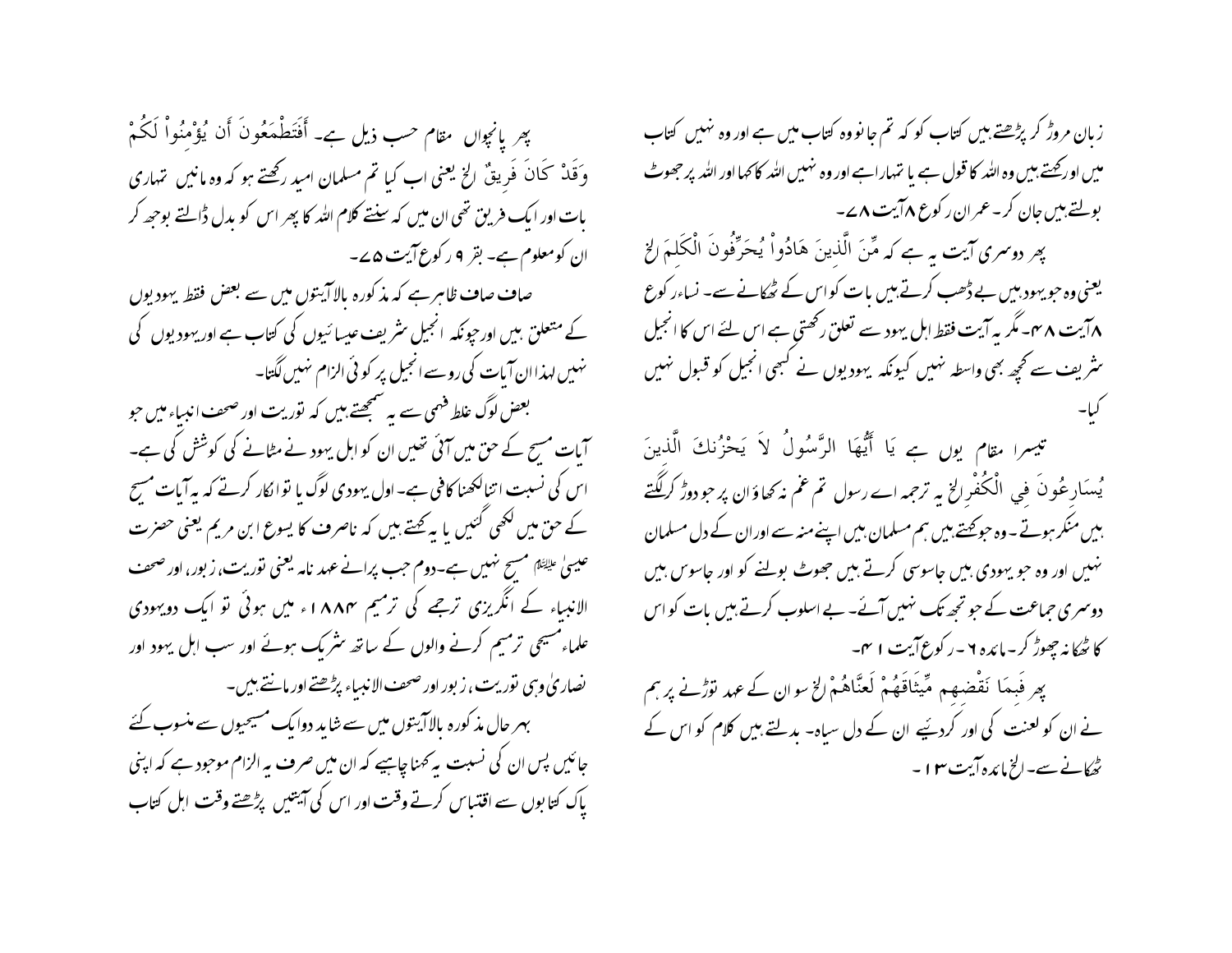زبان مروڑ کر پڑھتے ہیں کتاب کو کہ تم جانو وہ کتاب میں ہے اور وہ نہیں کتاب میں اور کہتے ہیں وہ اللہ کا قول ہے یا تمہارا ہے اور وہ نہیں اللہ کا کہا اور اللہ پر جھوٹ بولتے ہیں جان کر۔ عمران رکوع ۸ آیت ۷۸۔

پھر دوسری آیت یہ ہے کہ مِّنَ الَّذِينَ هَادُواْ يُحَرِّفُونَ الْكَلِمَ الخ یعنی وہ جو یہودی ہیں بے ڈھب کرتے ہیں بات کو اس کے ٹھکانے سے۔ نساء رکوع ۸ آیت ۴۸۔ مگر یہ آیت فقط اہل یہود سے تعلق رکھتی ہے اس لئے اس کا انجیل شریف سے کچھ بھی واسطہ نہیں کیونکہ یہودیوں نے کبھی انجیل کو قبول نہیں کیا۔

تیسرا مقام یوں ہے يَا أَيُّهَا الرَّسُولُ لاَ يَحْزُنكَ الَّذِينَ يُسَارِعُونَ فِي الْكُفْرِ الخ یہ ترجمہ اے رسول تم غم نہ کھاؤ ان پر جو دوڑ کر لگتے ہیں منکر ہوتے۔ وہ جو کہتے ہیں ہم مسلمان ہیں اپنے منہ سے اور ان کے دل مسلمان نہیں اور وہ جو یہودی ہیں جاسوسی کرتے ہیں جھوٹ بولنے کو اور جاسوس ہیں دوسری جماعت کے جو تجھ تک نہیں آئے۔ بے اسلوب کرتے ہیں بات کو اس کا ٹھکانہ چھوڑ کر۔ مائدہ ٦۔ رکوع آیت ۴۱۔

پھر فَبِمَا نَقْضِهِم مِّيثَاقَهُمْ لَعَنَّاهُمْ الخ سو ان کے عہد توڑنے پر ہم نے ان کو لعنت کی اور کردیئے ان کے دل سیاہ۔ بدلتے ہیں کلام کو اس کے ٹھکانے سے۔ الخ مائدہ آیت ۱۳۔

پھر پانچواں مقام حسب ذیل ہے۔ أَفَتَطْمَعُونَ أَن يُؤْمِنُواْ لَكُمْ وَقَدْ كَانَ فَرِيقٌ الخ یعنی اب کیا تم مسلمان امید رکھتے ہو کہ وہ مانیں تمہاری بات اور ایک فریق تھی ان میں کہ سنتے کلام اللہ کا پھر اس کو بدل ڈالتے بوجھ کر ان کو معلوم ہے۔ بقر ۹ رکوع آیت ۷۵۔

صاف صاف ظاہر ہے کہ مذکورہ بالا آیتوں میں سے بعض فقط یہودیوں کے متعلق ہیں اور چونکہ انجیل شریف عیسائیوں کی کتاب ہے اور یہودیوں کی نہیں لہذا ان آیات کی رو سے انجیل پر کوئی الزام نہیں لگتا۔

بعض لوگ غلط فہمی سے یہ سمجھتے ہیں کہ توریت اور صحف انبیاء میں جو آیات مسیح کے حق میں آئی تھیں ان کو اہل یہود نے مٹانے کی کوشش کی ہے۔ اس کی نسبت اتنا لکھنا کافی ہے۔ اول یہودی لوگ یا تو انکار کرتے کہ یہ آیات مسیح کے حق میں لکھی گئیں یا یہ کہتے ہیں کہ ناصرف کا یسوع ابن مریم یعنی حضرت عیسیٰ علیہ السلام مسیح نہیں ہے۔ دوم جب پرانے عہد نامہ یعنی توریت، زبور، اور صحف الانبیاء کے انگریزی ترجمے کی ترمیم ۱۸۸۴ء میں ہوئی تو ایک دو یہودی علماء مسیحی ترمیم کرنے والوں کے ساتھ شریک ہوئے اور سب اہل یہود اور نصاریٰ وہی توریت، زبور اور صحف الانبیاء پڑھتے اور مانتے ہیں۔

بہر حال مذکورہ بالا آیتوں میں سے شاید دو ایک مسیحیوں سے منسوب کئے جائیں پس ان کی نسبت یہ کہنا چاہیے کہ ان میں صرف یہ الزام موجود ہے کہ اپنی پاک کتابوں سے اقتباس کرتے وقت اور اس کی آیتیں پڑھتے وقت اہل کتاب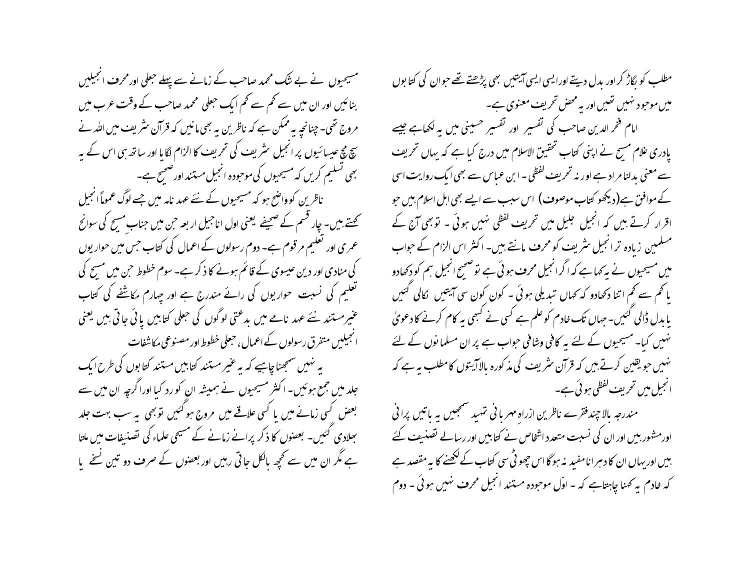مطلب کو بگاڑ کر اور بدل دیتے اور ایسی ایسی آیتیں بھی پڑھتے تھے جو ان کی کتابوں میں موجود نہیں تھیں اور یہ محض تحریف معنوی ہے۔

امام فخر الدین صاحب کی تفسیر اور تفسیر حسینی میں یہ لکھا ہے جیسے پادری علام مسیح نے اپنی کتاب تحقیق الاسلام میں درج کیا ہے کہ یہاں تحریف سے معنی بدلنا مراد ہے اور نہ تحریف لفظی۔ ابن عباس سے بھی ایک روایت اسی کے موافق ہے (دیکھو کتاب موصوف) اس سبب سے ایسے بھی اہل اسلام ہیں جو اقرار کرتے ہیں کہ انجیل جلیل میں تحریف لفظی نہیں ہوئی۔ تو بھی آج کے مسلمین زیادہ تر انجیل شریف کو محرف مانتے ہیں۔ اکثر اس الزام کے جواب میں مسیحیوں نے یہ کہا ہے کہ اگر انجیل محرف ہوئی ہے تو صحیح انجیل ہم کو دکھادو یا کم سے کم اتنا دکھادو کہ کہاں تبدیلی ہوئی۔ کون کون سی آیتیں نکالی گئیں یا بدل ڈالی گئیں۔ جہاں تک خادم کو علم ہے کسی نے کبھی یہ کام کرنے کا دعویٰ نہیں کیا۔ مسیحیوں کے لئے یہ کافی وشافی جواب ہے پر ان مسلمانوں کے لئے نہیں جو یقین کرتے ہیں کہ قرآن شریف کی مذکورہ بالا آیتوں کا مطلب یہ ہے کہ انجیل میں تحریف لفظی ہوئی ہے۔

مندرجہ بالا چند فقرے ناظرین ازراہِ مہربانی تمہید سمجھیں یہ باتیں پرانی اور مشہور ہیں اور ان کی نسبت متعدد اشخاص نے کتابیں اور رسالے تصنیف کئے ہیں اور یہاں ان کا دہرانا مفید نہ ہوگا اس چھوٹی سی کتاب کے لکھنے کا یہ مقصد ہے کہ خادم یہ کہنا چاہتا ہے کہ۔ اوّل موجودہ مستند انجیل محرف نہیں ہوئی۔ دوم مسیحیوں نے بے شک محمد صاحب کے زمانے سے پہلے جعلی اور محرف انجیلیں بنائیں اور ان میں سے کم سے کم ایک جعلی محمد صاحب کے وقت عرب میں مروج تھی۔ چنانچہ یہ ممکن ہے کہ ناظرین یہ بھی مانیں کہ قرآن شریف میں اللہ نے سچ مچ عیسائیوں پر انجیل شریف کی تحریف کا الزام لگایا اور ساتھ ہی اس کے یہ بھی تسلیم کریں کہ مسیحیوں کی موجودہ انجیل مستند اور صحیح ہے۔

ناظرین کو واضح ہو کہ مسیحیوں کے نئے عہد نامہ میں جسے لوگ عموماً انجیل کہتے ہیں۔ چار قسم کے صحیفے یعنی اول اناجیل اربعہ جن میں جناب مسیح کی سوانح عمری اور تعلیم مرقوم ہے۔ دوم رسولوں کے اعمال کی کتاب جس میں حواریوں کی منادی اور دین عیسوی کے قائم ہونے کا ذکر ہے۔ سوم خطوط جن میں مسیح کی تعلیم کی نسبت حواریوں کی رائے مندرج ہے اور چہارم مکاشفے کی کتاب غیر مستند نئے عہد نامے میں بدعتی لوگوں کی جعلی کتابیں پائی جاتی ہیں یعنی انجیلیں متفرق رسولوں کے اعمال، جعلی خطوط اور مصنوعی مکاشفات

یہ نہیں سمجھنا چاہیے کہ یہ غیر مستند کتابیں مستند کتابوں کی طرح ایک جلد میں جمع ہوئیں۔ اکثر مسیحیوں نے ہمیشہ ان کو رد کیا اور اگرچہ ان میں سے بعض کسی زمانے میں یا کسی علاقے میں مروج ہوگئیں تو بھی یہ سب بہت جلد بھلادی گئیں۔ بعضوں کا ذکر پرانے زمانے کے مسیحی علماء کی تصنیفات میں ملتا ہے مگر ان میں سے کچھ بالکل جاتی رہیں اور بعضوں کے صرف دو تین نسخے یا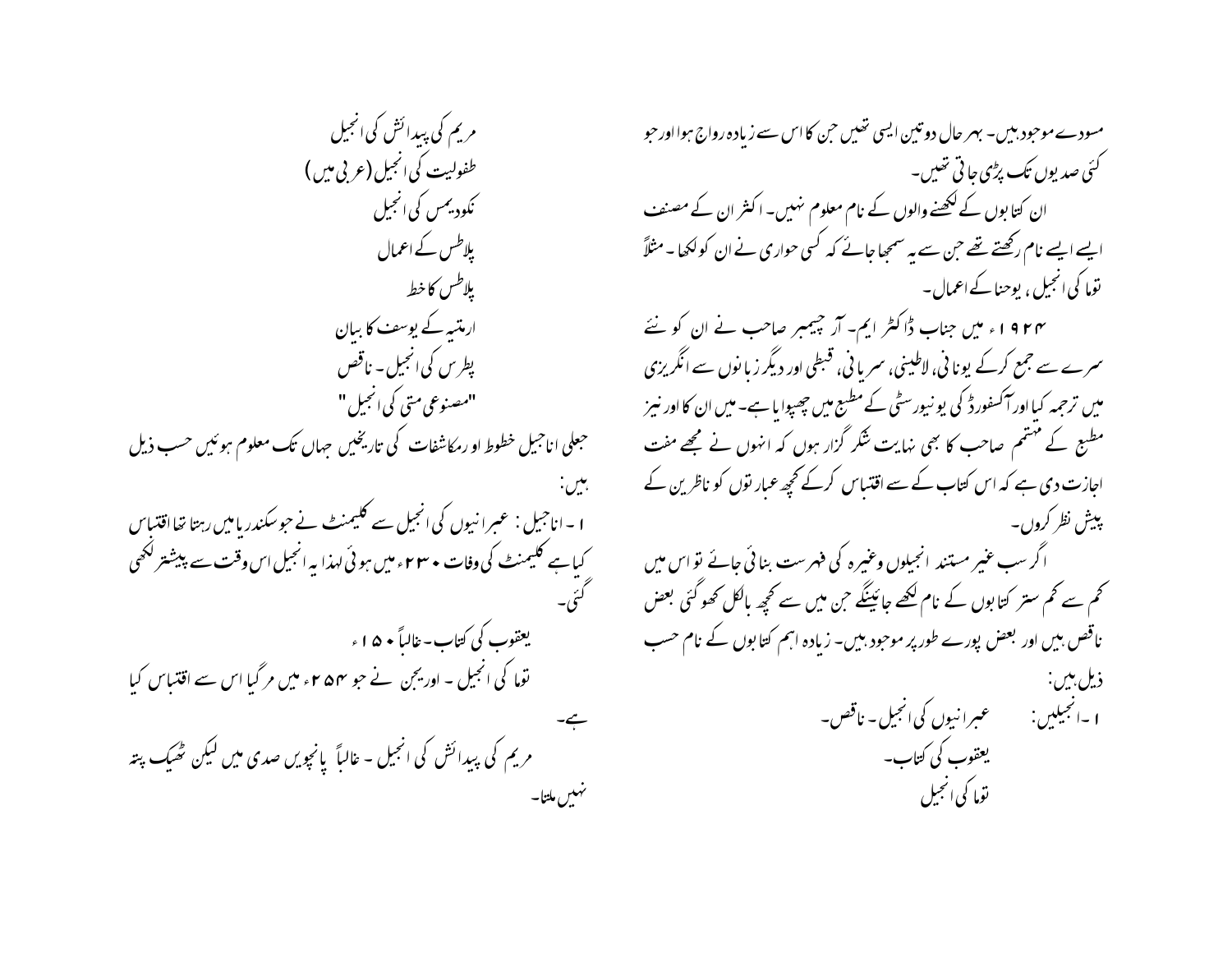مسودے موجود ہیں۔ بہر حال دو تین ایسی تھیں جن کا اس سے زیادہ رواج ہوا اور جو کئی صدیوں تک پڑھی جاتی تھیں۔

ان کتابوں کے لکھنے والوں کے نام معلوم نہیں۔ اکثر ان کے مصنف ایسے ایسے نام رکھتے تھے جن سے یہ سمجھا جائے کہ کسی حواری نے ان کو لکھا۔ مثلاً توما کی انجیل، یوحنا کے اعمال۔

۱۹۲۴ء میں جناب ڈاکٹر ایم۔ آر جیمبر صاحب نے ان کو نئے سرے سے جمع کرکے یونانی، لاطینی، سریانی، قبطی اور دیگر زبانوں سے انگریزی میں ترجمہ کیا اور آکسفورڈ کی یونیورسٹی کے مطبع میں چھپوایا ہے۔ میں ان کا اور نیز مطبع کے مہتمم صاحب کا بھی نہایت شکر گزار ہوں کہ انہوں نے مجھے مفت اجازت دی ہے کہ اس کتاب کے سے اقتباس کرکے کچھ عبارتوں کو ناظرین کے پیش نظر کروں۔

اگر سب غیر مستند انجیلوں وغیرہ کی فہرست بنائی جائے تو اس میں کم سے کم ستر کتابوں کے نام لکھے جائینگے جن میں سے کچھ بالکل کھو گئی بعض ناقص ہیں اور بعض پورے طور پر موجود ہیں۔ زیادہ اہم کتابوں کے نام حسب ذیل ہیں:

۱۔انجیلیں: عبرانیوں کی انجیل۔ ناقص۔

یعقوب کی کتاب۔

توما کی انجیل

مریم کی پیدائش کی انجیل

طفولیت کی انجیل (عربی میں)

نکودیمس کی انجیل

پلاطس کے اعمال

پلاطس کا خط

ارمتیہ کے یوسف کا بیان

پطرس کی انجیل۔ ناقص

"مصنوعی متی کی انجیل"

جعلی اناجیل خطوط او رمکاشفات کی تاریخیں جہاں تک معلوم ہوئیں حسب ذیل ہیں:

۱۔اناجیل: عبرانیوں کی انجیل سے کلیمنٹ نے جو سکندریا میں رہتا تھا اقتباس کیا ہے کلیمنٹ کی وفات ۲۳۰ء میں ہوئی لہذا یہ انجیل اس وقت سے پیشتر لکھی گئی۔

یعقوب کی کتاب۔ غالباً ۱۵۰ء

توما کی انجیل۔ اوریجن نے جو ۲۵۴ء میں مر گیا اس سے اقتباس کیا ہے۔

مریم کی پیدائش کی انجیل۔ غالباً پانچویں صدی میں لیکن ٹھیک پتہ نہیں ملتا۔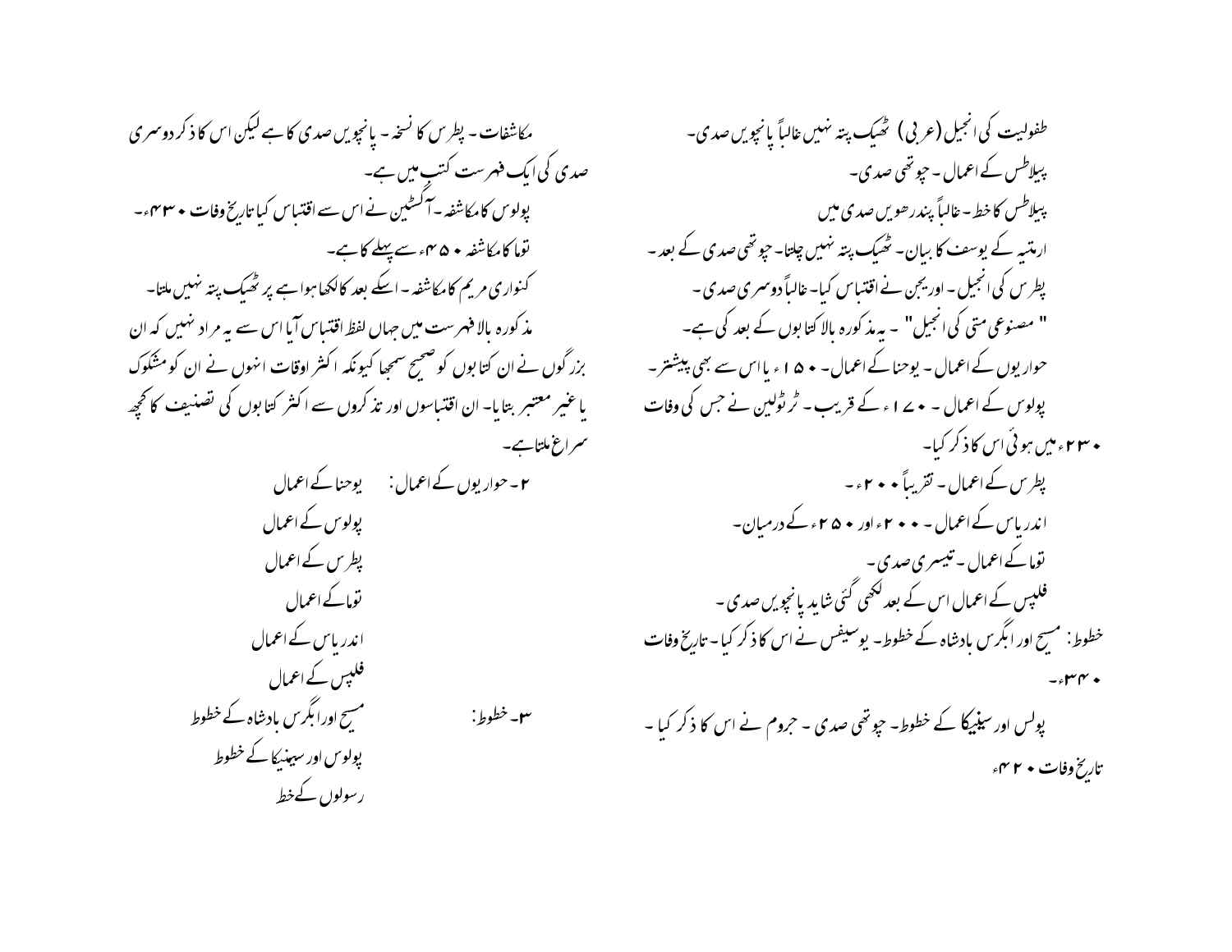طفولیت کی انجیل (عربی) ٹھیک پتہ نہیں غالباً پانچویں صدی۔
پیلاطس کے اعمال ۔ چوتھی صدی۔
پیلاطس کا خط ۔ غالباً پندرھویں صدی میں
ارمتیہ کے یوسف کا بیان۔ ٹھیک پتہ نہیں چلتا۔ چوتھی صدی کے بعد ۔
پطرس کی انجیل ۔ اوریجن نے اقتباس کیا۔ غالباً دوسری صدی ۔
" مصنوعی متی کی انجیل" ۔ یہ مذکورہ بالا کتابوں کے بعد کی ہے۔
حواریوں کے اعمال ۔ یوحنا کے اعمال۔ ۱۵۰ یا اس سے بھی پیشتر۔
پولوس کے اعمال ۔ ۱۷۰ء کے قریب ۔ ٹرٹولین نے جس کی وفات ۲۳۰ء میں ہوئی اس کا ذکر کیا۔
پطرس کے اعمال ۔ تقریباً ۲۰۰ء۔
اندریاس کے اعمال ۔ ۲۰۰ء اور ۲۵۰ء کے درمیان۔
توما کے اعمال ۔ تیسری صدی ۔
فلپس کے اعمال اس کے بعد لکھی گئی شاید پانچویں صدی ۔
خطوط: مسیح اور ابگرس بادشاہ کے خطوط۔ یوسیفس نے اس کا ذکر کیا ۔ تاریخ وفات ۳۴۰ء۔
پولس اور سینیکا کے خطوط۔ چوتھی صدی ۔ جروم نے اس کا ذکر کیا ۔ تاریخ وفات ۴۲۰ء

مکاشفات ۔ پطرس کا نسخہ ۔ پانچویں صدی کا ہے لیکن اس کا ذکر دوسری صدی کی ایک فہرست کتب میں ہے۔
پولوس کا مکاشفہ ۔ آگسٹین نے اس سے اقتباس کیا تاریخ وفات ۴۳۰ء۔
توما کا مکاشفہ ۴۵۰ء سے پہلے کا ہے۔
کنواری مریم کا مکاشفہ ۔ اسکے بعد کا لکھا ہوا ہے پر ٹھیک پتہ نہیں ملتا۔
مذکورہ بالا فہرست میں جہاں لفظ اقتباس آیا اس سے یہ مراد نہیں کہ ان بزرگوں نے ان کتابوں کو صحیح سمجھا کیونکہ اکثر اوقات انہوں نے ان کو مشکوک یا غیر معتبر بتایا۔ ان اقتباسوں اور تذکروں سے اکثر کتابوں کی تصنیف کا کچھ سراغ ملتا ہے۔

۲۔ حواریوں کے اعمال: یوحنا کے اعمال
پولوس کے اعمال
پطرس کے اعمال
توما کے اعمال
اندریاس کے اعمال
فلپس کے اعمال

۳۔ خطوط: مسیح اور ابگرس بادشاہ کے خطوط
پولوس اور سینیکا کے خطوط
رسولوں کے خط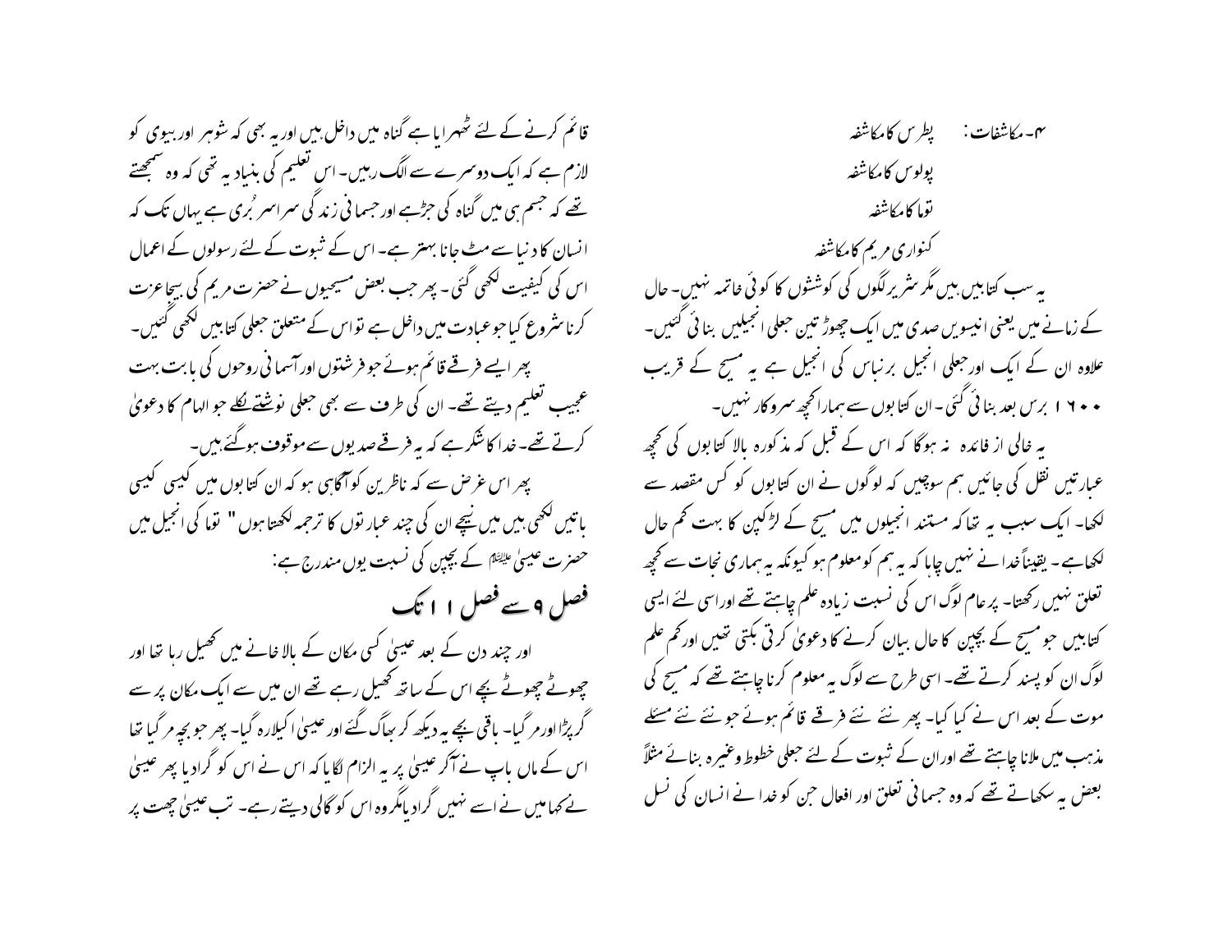۴۔ مکاشفات:    پطرس کا مکاشفہ

پولوس کا مکاشفہ

توما کا مکاشفہ

کنواری مریم کا مکاشفہ

یہ سب کتابیں ہیں مگر شریر لگوں کی کوششوں کا کوئی خاتمہ نہیں۔ حال کے زمانے میں یعنی انیسویں صدی میں ایک چھوڑ تین جعلی انجیلیں بنائی گئیں۔ علاوہ ان کے ایک اورجعلی انجیل برنباس کی انجیل ہے یہ مسیح کے قریب ۱۶۰۰ برس بعد بنائی گئی۔ ان کتابوں سے ہمارا کچھ سروکار نہیں۔

یہ خالی از فائدہ نہ ہوگا کہ اس کے قبل کہ مذکورہ بالا کتابوں کی کچھ عبارتیں نقل کی جائیں ہم سوچیں کہ لوگوں نے ان کتابوں کو کس مقصد سے لکھا۔ ایک سبب یہ تھا کہ مستند انجیلوں میں مسیح کے لڑکپن کا بہت کم حال لکھاہے۔ یقیناً خدا نے نہیں چاہا کہ یہ ہم کو معلوم ہو کیونکہ یہ ہماری نجات سے کچھ تعلق نہیں رکھتا۔ پر عام لوگ اس کی نسبت زیادہ علم چاہتے تھے اوراسی لئے ایسی کتابیں جو مسیح کے بچپن کا حال بیان کرنے کا دعویٰ کرتی تھیں اور کم علم لوگ ان کو پسند کرتے تھے۔ اسی طرح سے لوگ یہ معلوم کرنا چاہتے تھے کہ مسیح کی موت کے بعد اس نے کیا کیا۔ پھر نئے نئے فرقے قائم ہوئے جو نئے نئے مسئلے مذہب میں ملانا چاہتے تھے اوران کے ثبوت کے لئے جعلی خطوط وغیرہ بنائے مثلاً بعض یہ سکھاتے تھے کہ وہ جسمانی تعلق اور افعال جن کو خدا نے انسان کی نسل قائم کرنے کے لئے ٹھہرایا ہے گناہ میں داخل ہیں اور یہ بھی کہ شوہر اور بیوی کو لازم ہے کہ ایک دوسرے سے الگ رہیں۔ اس تعلیم کی بنیاد یہ تھی کہ وہ سمجھتے تھے کہ جسم ہی میں گناہ کی جڑ ہے اور جسمانی زندگی سراسر بُری ہے یہاں تک کہ انسان کا دنیا سے مٹ جانا بہتر ہے۔ اس کے ثبوت کے لئے رسولوں کے اعمال اس کی کیفیت لکھی گئی۔ پھر جب بعض مسیحیوں نے حضرت مریم کی بیجا عزت کرنا شروع کیا جو عبادت میں داخل ہے تو اس کے متعلق جعلی کتابیں لکھی گئیں۔

پھر ایسے فرقے قائم ہوئے جو فرشتوں اور آسمانی روحوں کی بابت بہت عجیب تعلیم دیتے تھے۔ ان کی طرف سے بھی جعلی نوشتے نکلے جو الہام کا دعویٰ کرتے تھے۔ خدا کا شکر ہے کہ یہ فرقے صدیوں سے موقوف ہوگئے ہیں۔

پھر اس غرض سے کہ ناظرین کو آگاہی ہو کہ ان کتابوں میں کیسی کیسی باتیں لکھی ہیں میں نیچے ان کی چند عبارتوں کا ترجمہ لکھتا ہوں " توما کی انجیل میں حضرت عیسیٰ علیہ السلام کے بچپن کی نسبت یوں مندرج ہے:

## فصل ۹ سے فصل ۱۱ تک

اور چند دن کے بعد عیسیٰ کسی مکان کے بالا خانے میں کھیل رہا تھا اور چھوٹے چھوٹے بچے اس کے ساتھ کھیل رہے تھے ان میں سے ایک مکان پر سے گر پڑا اور مر گیا۔ باقی بچے یہ دیکھ کر بھاگ گئے اور عیسیٰ اکیلا رہ گیا۔ پھر جو بچہ مر گیا تھا اس کے ماں باپ نے آکر عیسیٰ پر یہ الزام لگایا کہ اس نے اس کو گرادیا پھر عیسیٰ نے کہا میں نے اسے نہیں گرادیا مگر وہ اس کو گالی دیتے رہے۔ تب عیسیٰ چھت پر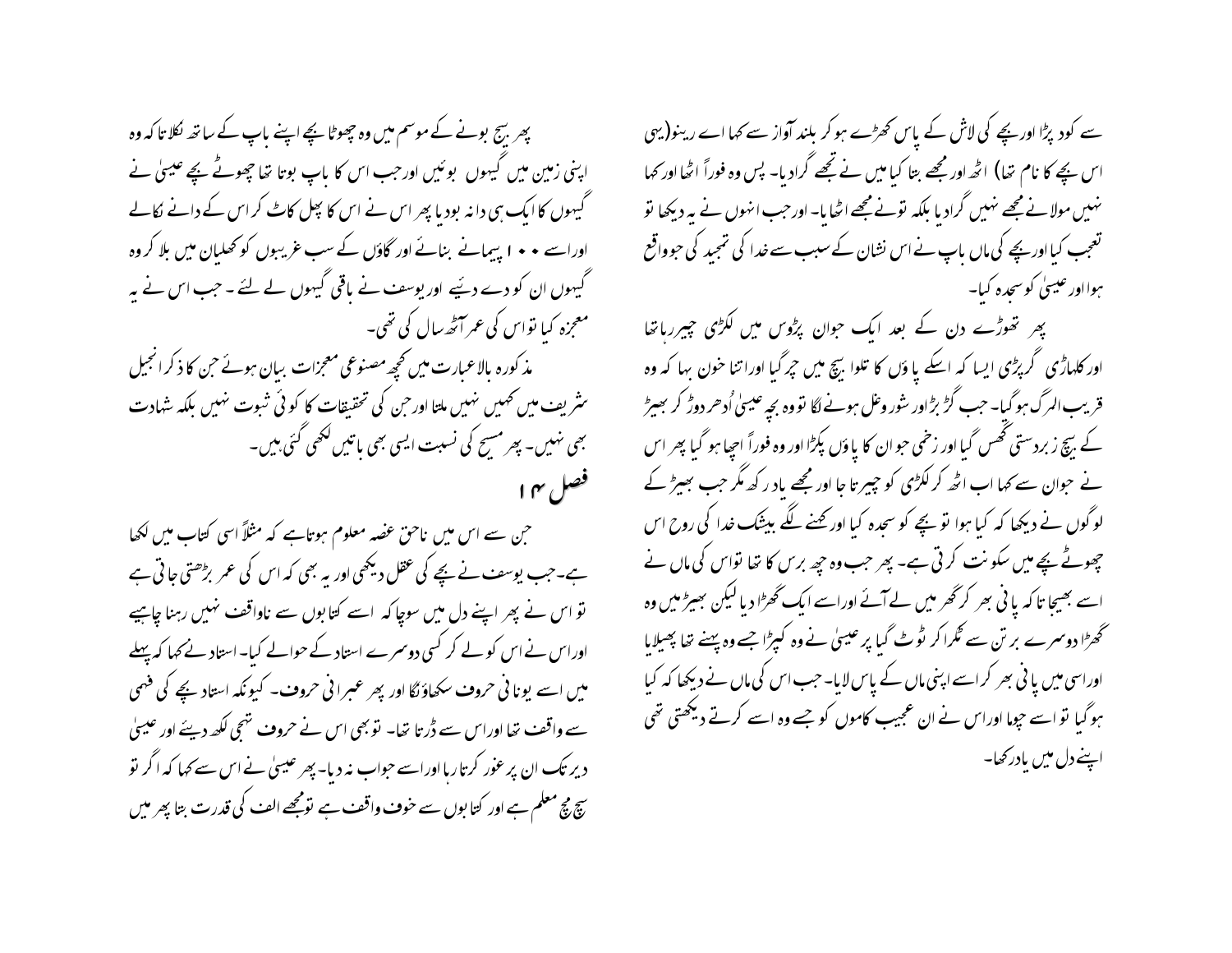سے کود پڑا اور بچے کی لاش کے پاس کھڑے ہو کر بلند آواز سے کہا اے رینو (یہی اس بچے کا نام تھا) اٹھ اور مجھے بتا کیا میں نے تجھے گرادیا۔ پس وہ فوراً اٹھا اور کہا نہیں مولا نے مجھے نہیں گرادیا بلکہ تونے مجھے اٹھایا۔ اور جب انہوں نے یہ دیکھا تو تعجب کیا اور بچے کی ماں باپ نے اس نشان کے سبب سے خدا کی تمجید کی جو واقع ہوا اور عیسیٰ کو سجدہ کیا۔

پھر تھوڑے دن کے بعد ایک جوان پڑوس میں لکڑی چیر رہا تھا اور کلہاڑی گر پڑی ایسا کہ اسکے پاؤں کا تلوا بیچ میں چر گیا اور اتنا خون بہا کہ وہ قریب المرگ ہو گیا۔ جب گڑ بڑ اور شور وغل ہونے لگا تو وہ بچہ عیسیٰ اُدھر دوڑ کر بھیڑ کے بیچ زبردستی گھس گیا اور زخمی جوان کا پاؤں پکڑا اور وہ فوراً اچھا ہو گیا پھر اس نے جوان سے کہا اب اٹھ کر لکڑی کو چیرتا جا اور مجھے یاد رکھ مگر جب بھیڑ کے لوگوں نے دیکھا کہ کیا ہوا تو بچے کو سجدہ کیا اور کہنے لگے بیشک خدا کی روح اس چھوٹے بچے میں سکونت کرتی ہے۔ پھر جب وہ چھ برس کا تھا تو اس کی ماں نے اسے بھیجا تاکہ پانی بھر کر گھر میں لے آئے اور اسے ایک گھڑا دیا لیکن بھیڑ میں وہ گھڑا دوسرے برتن سے ٹکرا کر ٹوٹ گیا پر عیسیٰ نے وہ کپڑا جسے وہ پہنے تھا پھیلایا اور اسی میں پانی بھر کر اسے اپنی ماں کے پاس لایا۔ جب اس کی ماں نے دیکھا کہ کیا ہو گیا تو اسے چوما اور اس نے ان عجیب کاموں کو جسے وہ اسے کرتے دیکھتی تھی اپنے دل میں یاد رکھا۔

پھر بیج بونے کے موسم میں وہ چھوٹا بچے اپنے باپ کے ساتھ نکلا تاکہ وہ اپنی زمین میں گیہوں بوئیں اور جب اس کا باپ بوتا تھا چھوٹے بچے عیسیٰ نے گیہوں کا ایک ہی دانہ بودیا پھر اس نے اس کا پھل کاٹ کر اس کے دانے نکالے اور اسے ۱۰۰ پیمانے بنائے اور گاؤں کے سب غریبوں کو کھلیان میں بلا کر وہ گیہوں ان کو دے دیئے اور یوسف نے باقی گیہوں لے لئے۔ جب اس نے یہ معجزہ کیا تو اس کی عمر آٹھ سال کی تھی۔

مذکورہ بالا عبارت میں کچھ مصنوعی معجزات بیان ہوئے جن کا ذکر انجیل شریف میں کہیں نہیں ملتا اور جن کی تحقیقات کا کوئی ثبوت نہیں بلکہ شہادت بھی نہیں۔ پھر مسیح کی نسبت ایسی بھی باتیں لکھی گئی ہیں۔

## فصل ۱۴

جن سے اس میں ناحق غصہ معلوم ہوتا ہے کہ مثلاً اسی کتاب میں لکھا ہے۔ جب یوسف نے بچے کی عقل دیکھی اور یہ بھی کہ اس کی عمر بڑھتی جاتی ہے تو اس نے پھر اپنے دل میں سوچا کہ اسے کتابوں سے ناواقف نہیں رہنا چاہیے اور اس نے اس کو لے کر کسی دوسرے استاد کے حوالے کیا۔ استاد نے کہا کہ پہلے میں اسے یونانی حروف سکھاؤں گا اور پھر عبرانی حروف۔ کیونکہ استاد بچے کی فہمی سے واقف تھا اور اس سے ڈرتا تھا۔ تو بھی اس نے حروف تہجی لکھ دیئے اور عیسیٰ دیر تک ان پر غور کرتا رہا اور اسے جواب نہ دیا۔ پھر عیسیٰ نے اس سے کہا کہ اگر تو سچ مچ معلم ہے اور کتابوں سے خوف واقف ہے تو مجھے الف کی قدرت بتا پھر میں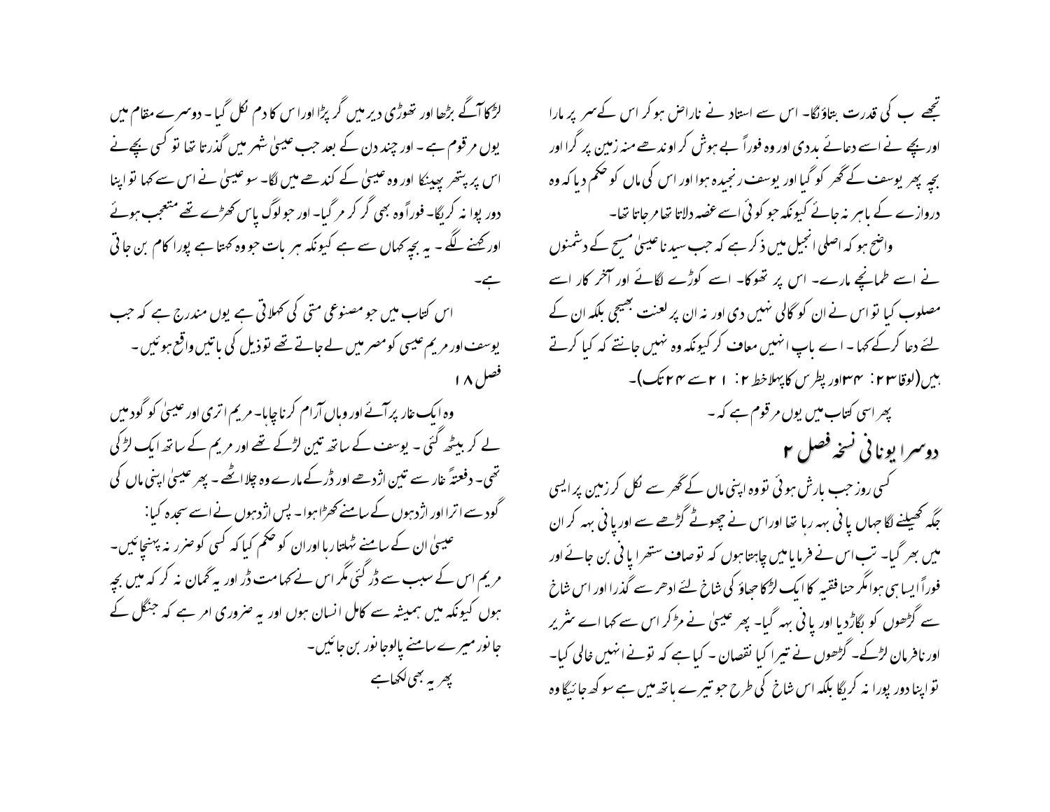تجھے ب کی قدرت بتاؤنگا۔ اس سے استاد نے ناراض ہو کر اس کے سر پر مارا اور بچے نے اسے دعائے بددی اور وہ فوراً بے ہوش کر اوندھے منہ زمین پر گرا اور بچہ پھر یوسف کے گھر کو گیا اور یوسف رنجیدہ ہوا اور اس کی ماں کو حکم دیا کہ وہ دروازے کے باہر نہ جائے کیونکہ جو کوئی اسے غصہ دلاتا تھا مر جاتا تھا۔

واضح ہو کہ اصلی انجیل میں ذکر ہے کہ جب سیدنا عیسیٰ مسیح کے دشمنوں نے اسے طمانچے مارے۔ اس پر تھوکا۔ اسے کوڑے لگائے اور آخر کار اسے مصلوب کیا تو اس نے ان کو گالی نہیں دی اور نہ ان پر لعنت بھیجی بلکہ ان کے لئے دعا کرکے کہا۔ اے باپ انہیں معاف کر کیونکہ وہ نہیں جانتے کہ کیا کرتے ہیں(لوقا ۲۳: ۳۴اور پطرس کا پہلاخط ۲: ۲۱سے ۲۴تک)۔

پھر اسی کتاب میں یوں مرقوم ہے کہ ۔

## دوسرا یونانی نسخہ فصل ۲

کسی روز جب بارش ہوئی تو وہ اپنی ماں کے گھر سے نکل کر زمین پر ایسی جگہ کھیلنے لگا جہاں پانی بہہ رہا تھا اور اس نے چھوٹے گڑھے سے اور پانی بہہ کر ان میں بھر گیا۔ تب اس نے فرمایا میں چاہتا ہوں کہ تو صاف ستھرا پانی بن جائے اور فوراً ایسا ہی ہوا مگر حنا فقیہ کا ایک لڑکا جھاؤ کی شاخ لئے ادھر سے گذرا اور اس شاخ سے گڑھوں کو بگاڑدیا اور پانی بہہ گیا۔ پھر عیسیٰ نے مڑکر اس سے کہا اے شریر اور نافرمان لڑکے۔ گڑھوں نے تیرا کیا نقصان ۔ کیا ہے کہ تونے انہیں خالی کیا۔ تو اپنا دور پورا نہ کریگا بلکہ اس شاخ کی طرح جو تیرے ہاتھ میں ہے سوکھ جائیگا وہ

لڑکا آگے بڑھا اور تھوڑی دیر میں گر پڑا اور اس کا دم نکل گیا۔ دوسرے مقام میں یوں مرقوم ہے ۔ اور چند دن کے بعد جب عیسیٰ شہر میں گذرتا تھا تو کسی بچے نے اس پر پتھر پھینکا اور وہ عیسیٰ کے کندھے میں لگا۔ سو عیسیٰ نے اس سے کہا تو اپنا دور پورا نہ کریگا۔ فوراً وہ بھی گر کر مر گیا۔ اور جو لوگ پاس کھڑے تھے متعجب ہوئے اور کہنے لگے ۔ یہ بچہ کہاں سے ہے کیونکہ ہر بات جو وہ کہتا ہے پورا کام بن جاتی ہے۔

اس کتاب میں جو مصنوعی متی کی کہلاتی ہے یوں مندرج ہے کہ جب یوسف اور مریم عیسیٰ کو مصر میں لے جاتے تھے تو ذیل کی باتیں واقع ہوئیں۔

فصل ۱۸

وہ ایک غار پر آئے اور وہاں آرام کرنا چاہا۔ مریم اتری اور عیسیٰ کو گود میں لے کر بیٹھ گئی ۔ یوسف کے ساتھ تین لڑکے تھے اور مریم کے ساتھ ایک لڑکی تھی۔ دفعتہً غار سے تین اژدھے اور ڈرکے مارے وہ چلا اٹھے ۔ پھر عیسیٰ اپنی ماں کی گود سے اترا اور اژدہوں کے سامنے کھڑا ہوا۔ پس اژدہوں نے اسے سجدہ کیا:

عیسیٰ ان کے سامنے ٹہلتا رہا اور ان کو حکم کیا کہ کسی کو ضرر نہ پہنچائیں۔ مریم اس کے سبب سے ڈر گئی مگر اس نے کہا مت ڈر اور یہ گمان نہ کر کہ میں بچہ ہوں کیونکہ میں ہمیشہ سے کامل انسان ہوں اور یہ ضروری امر ہے کہ جنگل کے جانور میرے سامنے پالو جانور بن جائیں۔

پھر یہ بھی لکھا ہے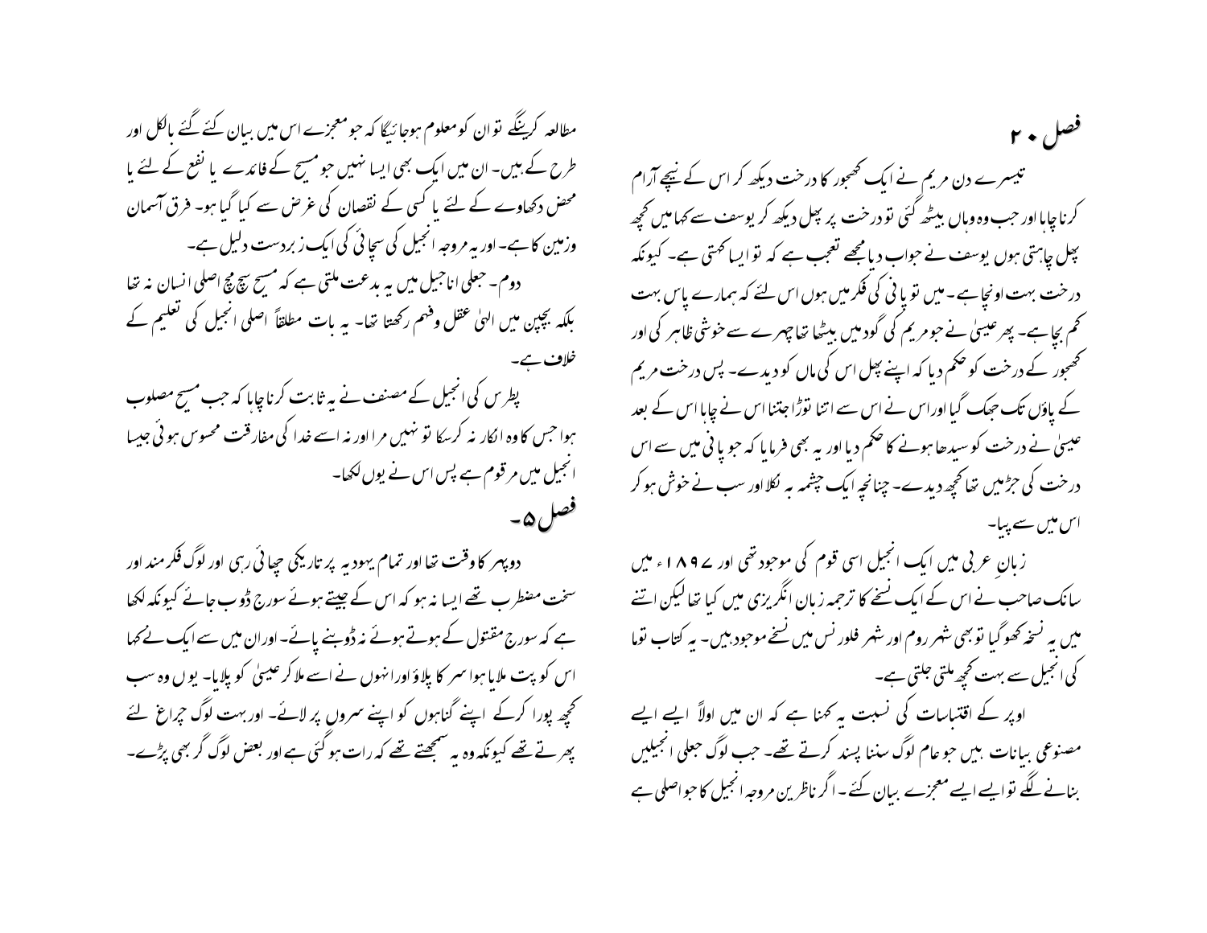## فصل ۲۰

تیسرے دن مریم نے ایک کھجور کا درخت دیکھ کر اس کے نیچے آرام کرنا چاہا اور جب وہ وہاں بیٹھ گئی تو درخت پر پھل دیکھ کر یوسف سے کہا میں کچھ پھل چاہتی ہوں یوسف نے جواب دیا مجھے تعجب ہے کہ تو ایسا کہتی ہے۔ کیونکہ درخت بہت اونچا ہے۔ میں تو پانی کی فکر میں ہوں اس لئے کہ ہمارے پاس بہت کم بچا ہے۔ پھر عیسیٰ نے جو مریم کی گود میں بیٹھا تھا چہرے سے خوشی ظاہر کی اور کھجور کے درخت کو حکم دیا کہ اپنے پھل اس کی ماں کو دیدے۔ پس درخت مریم کے پاؤں تک جھک گیا اور اس نے اس سے اتنا توڑا جتنا اس نے چاہا اس کے بعد عیسیٰ نے درخت کو سیدھا ہونے کا حکم دیا اور یہ بھی فرمایا کہ جو پانی میں سے اس درخت کی جڑمیں تھا کچھ دیدے۔ چنانچہ ایک چشمہ بہ نکلا اور سب نے خوش ہو کر اس میں سے پیا۔

زبانِ عربی میں ایک انجیل اسی قوم کی موجود تھی اور ۱۶۹۷ء میں سائک صاحب نے اس کے ایک نسخے کا ترجمہ زبان انگریزی میں کیا تھا لیکن اتنے میں یہ نسخہ کھو گیا تو بھی شہر روم اور شہر فلورنس میں نسخے موجود ہیں۔ یہ کتاب توما کی انجیل سے بہت کچھ ملتی جلتی ہے۔

اوپر کے اقتباسات کی نسبت یہ کہنا ہے کہ ان میں اولاً ایسے ایسے مصنوعی بیانات ہیں جو عام لوگ سننا پسند کرتے تھے۔ جب لوگ جعلی انجیلیں بنانے لگے تو ایسے ایسے معجزے بیان کئے۔ اگر ناظرین مروجہ انجیل کا جو اصلی ہے مطالعہ کرینگے تو ان کو معلوم ہوجائیگا کہ جو معجزے اس میں بیان کئے گئے بالکل اور طرح کے ہیں۔ ان میں ایک بھی ایسا نہیں جو مسیح کے فائدے یا نفع کے لئے یا محض دکھاوے کے لئے یا کسی کے نقصان کی غرض سے کیا گیا ہو۔ فرق آسمان وزمین کا ہے۔ اور یہ مروجہ انجیل کی سچائی کی ایک زبردست دلیل ہے۔

دوم۔ جعلی اناجیل میں یہ بدعت ملتی ہے کہ مسیح سچ مچ اصلی انسان نہ تھا بلکہ بچپن میں الہیٰ عقل وفہم رکھتا تھا۔ یہ بات مطلقاً اصلی انجیل کی تعلیم کے خلاف ہے۔

پطرس کی انجیل کے مصنف نے یہ ثابت کرنا چاہا کہ جب مسیح مصلوب ہوا جس کا وہ انکار نہ کرسکا تو نہیں مرا اور نہ اسے خدا کی مفارقت محسوس ہوئی جیسا انجیل میں مرقوم ہے پس اس نے یوں لکھا۔

## فصل ۵۔

دوپہر کا وقت تھا اور تمام یہودیہ پر تاریکی چھائی رہی اور لوگ فکر مند اور سخت مضطرب تھے ایسا نہ ہو کہ اس کے جیتے ہوئے سورج ڈوب جائے کیونکہ لکھا ہے کہ سورج مقتول کے ہوتے ہوئے نہ ڈوبنے پائے۔ اور ان میں سے ایک نے کہا اس کو پت ملایا ہوا سرکا پلاؤ اور انہوں نے اسے ملا کر عیسیٰ کو پلایا۔ یوں وہ سب کچھ پورا کرکے اپنے گناہوں کو اپنے سروں پر لائے۔ اور بہت لوگ چراغ لئے پھرتے تھے کیونکہ وہ یہ سمجھتے تھے کہ رات ہوگئی ہے اور بعض لوگ گر بھی پڑے۔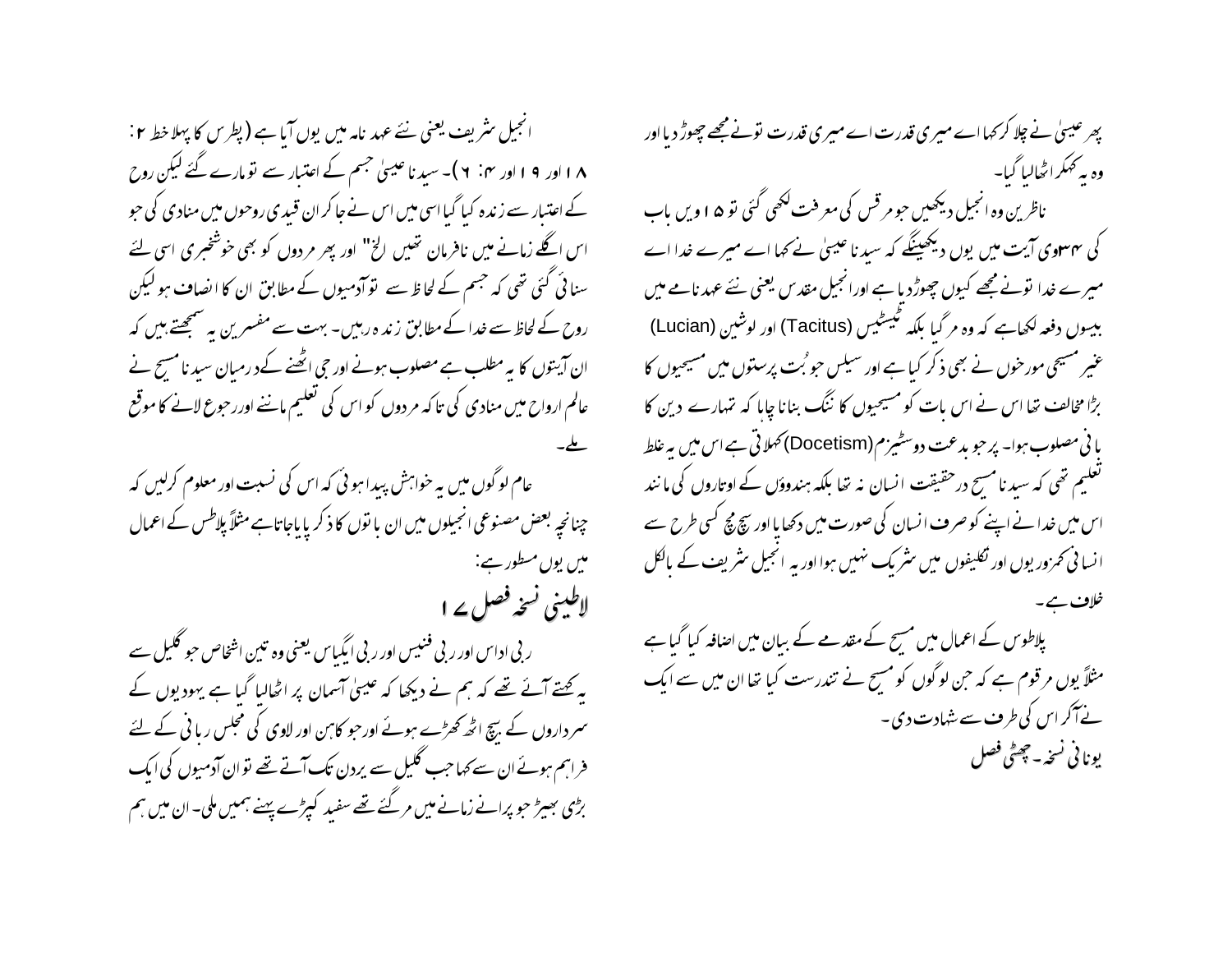پھر عیسیٰ نے چلا کر کہا اے میری قدرت اے میری قدرت تونے مجھے چھوڑ دیا اور وہ یہ کہکر اٹھالیا گیا۔

ناظرین وہ انجیل دیکھیں جو مرقس کی معرفت لکھی گئی تو ۱۵ ویں باب کی ۳۴ویں آیت میں یوں دیکھینگے کہ سیدنا عیسیٰ نے کہا اے میرے خدا اے میرے خدا تونے مجھے کیوں چھوڑدیا ہے اور انجیل مقدس یعنی نئے عہد نامے میں بیسوں دفعہ لکھاہے کہ وہ مر گیا بلکہ ٹیسٹیس (Tacitus) اور لوشین (Lucian) غیر مسیحی مورخوں نے بھی ذکر کیا ہے اور سیلس جو بُت پرستوں میں مسیحیوں کا بڑا مخالف تھا اس نے اس بات کو مسیحیوں کا ننگ بنانا چاہا کہ تمہارے دین کا بانی مصلوب ہوا۔ پرجو بدعت دوسٹیزم(Docetism) کہلاتی ہے اس میں یہ غلط تعلیم تھی کہ سیدنا مسیح درحقیقت انسان نہ تھا بلکہ ہندوؤں کے اوتاروں کی مانند اس میں خدا نے اپنے کو صرف انسان کی صورت میں دکھایا اور سچ مچ کسی طرح سے انسانی کمزوریوں اور تکلیفوں میں شریک نہیں ہوا اور یہ انجیل شریف کے بالکل خلاف ہے۔

پلاطوس کے اعمال میں مسیح کے مقدمے کے بیان میں اضافہ کیا گیا ہے مثلاً یوں مرقوم ہے کہ جن لوگوں کو مسیح نے تندرست کیا تھا ان میں سے ایک نے آکر اس کی طرف سے شہادت دی۔

**یونانی نسخہ ۔ چھٹی فصل**

انجیل شریف یعنی نئے عہد نامہ میں یوں آیا ہے (پطرس کا پہلا خط ۳: ۱۸ اور ۱۹ اور ۴: ۶)۔ سیدنا عیسیٰ جسم کے اعتبار سے تو مارے گئے لیکن روح کے اعتبار سے زندہ کیا گیا اسی میں اس نے جا کر ان قیدی روحوں میں منادی کی جو اس اگلے زمانے میں نافرمان تھیں الخ" اور پھر مردوں کو بھی خوشخبری اسی لئے سنائی گئی تھی کہ جسم کے لحاظ سے تو آدمیوں کے مطابق ان کا انصاف ہو لیکن روح کے لحاظ سے خدا کے مطابق زندہ رہیں۔ بہت سے مفسرین یہ سمجھتے ہیں کہ ان آیتوں کا یہ مطلب ہے مصلوب ہونے اور جی اٹھنے کے درمیان سیدنا مسیح نے عالم ارواح میں منادی کی تاکہ مردوں کو اس کی تعلیم ماننے اور رجوع لانے کا موقع ملے۔

عام لوگوں میں یہ خواہش پیدا ہوئی کہ اس کی نسبت اور معلوم کرلیں کہ چنانچہ بعض مصنوعی انجیلوں میں ان باتوں کا ذکر پایا جاتا ہے مثلاً پلاطس کے اعمال میں یوں مسطور ہے:

## لاطینی نسخہ فصل ۱۷

ربی اداس اور ربی فنیس اور ربی ایگیاس یعنی وہ تین اشخاص جو گلیل سے یہ کہتے آئے تھے کہ ہم نے دیکھا کہ عیسیٰ آسمان پر اٹھالیا گیا ہے یہودیوں کے سرداروں کے بیچ اٹھ کھڑے ہوئے اور جو کاہن اور لاوی کی مجلس ربانی کے لئے فراہم ہوئے ان سے کہا جب گلیل سے یردن تک آتے تھے تو ان آدمیوں کی ایک بڑی بھیڑ جو پرانے زمانے میں مر گئے تھے سفید کپڑے پہنے ہمیں ملی۔ ان میں ہم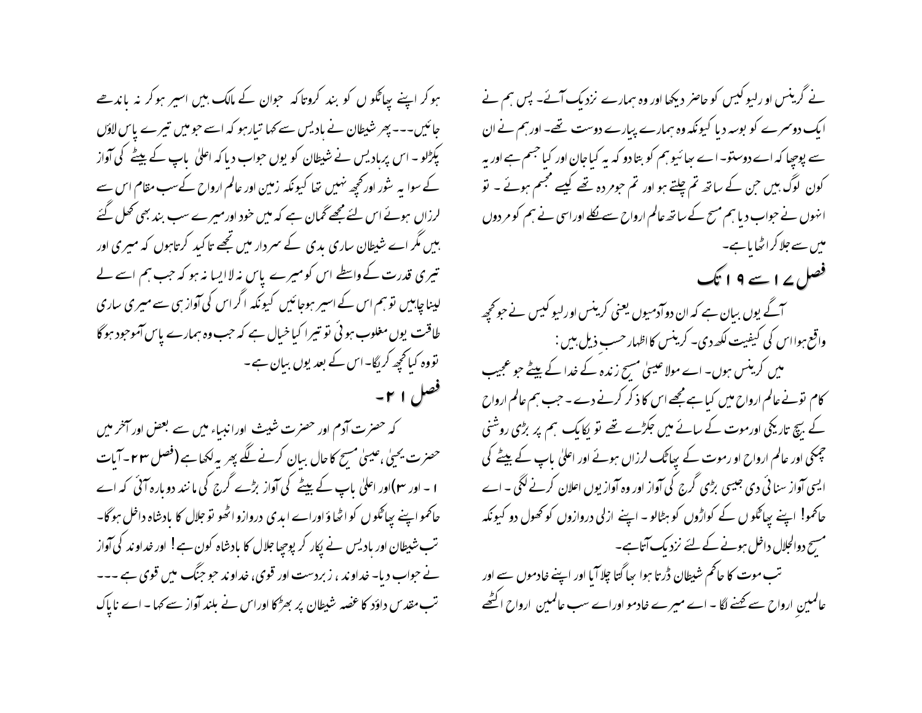نے گرینس اور لیوکیس کو حاضر دیکھا اور وہ ہمارے نزدیک آئے۔ پس ہم نے ایک دوسرے کو بوسہ دیا کیونکہ وہ ہمارے پیارے دوست تھے۔ اور ہم نے ان سے پوچھا کہ اے دوستو۔ اے بھائیو ہم کو بتادو کہ یہ کیا جان اور کیا جسم ہے اور یہ کون لوگ ہیں جن کے ساتھ تم چلتے ہو اور تم جو مردہ تھے کیسے مجسم ہوئے ۔ تو انہوں نے جواب دیا ہم مسیح کے ساتھ عالم ارواح سے نکلے اور اسی نے ہم کو مردوں میں سے جلا کر اٹھایا ہے۔

## فصل ۱۷ سے ۱۹ تک

آگے یوں بیان ہے کہ ان دو آدمیوں یعنی کرینس اور لیوکیس نے جو کچھ واقع ہوا اس کی کیفیت لکھ دی۔ کرینس کا اظہار حسب ذیل ہیں :

میں کرینس ہوں۔ اے مولا عیسیٰ مسیح زندہ کے خدا کے بیٹے جو عجیب کام تونے عالم ارواح میں کیا ہے مجھے اس کا ذکر کرنے دے ۔ جب ہم عالم ارواح کے بیچ تاریکی اور موت کے سائے میں جکڑے تھے تو یکایک ہم پر بڑی روشنی چمکی اور عالم ارواح او رموت کے پھاٹک لرزاں ہوئے اور اعلیٰ باپ کے بیٹے کی ایسی آواز سنائی دی جیسی بڑی گرج کی آواز اور وہ آواز یوں اعلان کرنے لگی ۔ اے حاکمو! اپنے پھاٹکوں کے کواڑوں کو ہٹالو ۔ اپنے ازلی دروازوں کو کھول دو کیونکہ مسیح دوالجلال داخل ہونے کے لئے نزدیک آتا ہے۔

تب موت کا حاکم شیطان ڈرتا ہوا بھاگتا چلا آیا اور اپنے خادموں سے اور عالمین ارواح سے کہنے لگا ۔ اے میرے خادمو اور اے سب عالمین ارواح اکٹھے ہو کر اپنے پھاٹکوں کو بند کرو تا کہ جوان کے مالک ہیں اسیر ہو کر نہ باندھے جائیں۔۔۔ پھر شیطان نے بادیس سے کہا تیار ہو کہ اسے جو میں تیرے پاس لاؤں پکڑلو ۔ اس پر بادیس نے شیطان کو یوں جواب دیا کہ اعلیٰ باپ کے بیٹے کی آواز کے سوا یہ شور اور کچھ نہیں تھا کیونکہ زمین اور عالم ارواح کے سب مقام اس سے لرزاں ہوئے اس لئے مجھے گمان ہے کہ میں خود اور میرے سب بند بھی کھل گئے ہیں مگر اے شیطان ساری بدی کے سردار میں تجھے تاکید کرتا ہوں کہ میری اور تیری قدرت کے واسطے اس کو میرے پاس نہ لا ایسا نہ ہو کہ جب ہم اسے لے لینا چاہیں تو ہم اس کے اسیر ہوجائیں کیونکہ اگر اس کی آواز ہی سے میری ساری طاقت یوں مغلوب ہوئی تو تیرا کیا خیال ہے کہ جب وہ ہمارے پاس آموجود ہوگا تو وہ کیا کچھ کریگا۔ اس کے بعد یوں بیان ہے۔

## فصل ۲۱۔

کہ حضرت آدم اور حضرت شیث اور انبیاء میں سے بعض اور آخر میں حضرت یحییٰ ، عیسیٰ مسیح کا حال بیان کرنے لگے پھر یہ لکھا ہے (فصل ۲۳۔آیات ۱۔اور ۳) اور اعلیٰ باپ کے بیٹے کی آواز بڑے گرج کی مانند دوبارہ آئی کہ اے حاکمو اپنے پھاٹکوں کو اٹھاؤ اور اے ابدی دروازو اٹھو تو جلال کا بادشاہ داخل ہوگا۔ تب شیطان اور بادیس نے پکار کر پوچھا جلال کا بادشاہ کون ہے! اور خداوند کی آواز نے جواب دیا۔ خداوند ، زبردست اور قوی، خداوند جو جنگ میں قوی ہے ۔۔۔ تب مقدس داؤد کا غصہ شیطان پر بھڑکا اور اس نے بلند آواز سے کہا ۔ اے ناپاک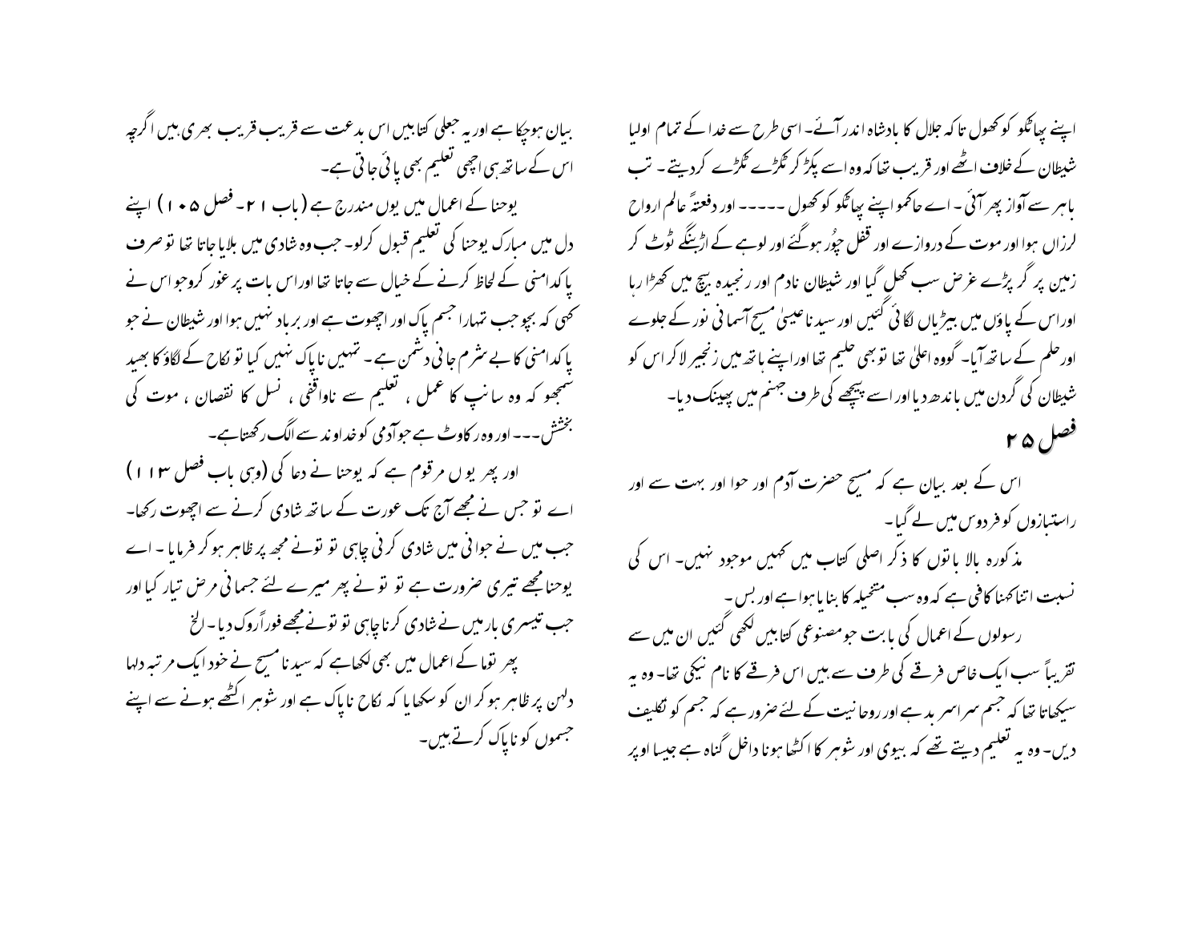اپنے پھاٹکو کو کھول تا کہ جلال کا بادشاہ اندر آئے۔ اسی طرح سے خدا کے تمام اولیا شیطان کے خلاف اٹھے اور قریب تھا کہ وہ اسے پکڑ کر ٹکڑے ٹکڑے کردیتے۔ تب باہر سے آواز پھر آئی ۔ اے حاکمو اپنے پھاٹکو کو کھول ----- اور دفعتہً عالم ارواح لرزاں ہوا اور موت کے دروازے اور قفل چوُر ہوگئے اور لوہے کے اڑبنگے ٹوٹ کر زمین پر گر پڑے غرض سب کھل گیا اور شیطان نادم اور رنجیدہ بیچ میں کھڑا رہا اور اس کے پاؤں میں بیڑیاں لگائی گئیں اور سیدنا عیسیٰ مسیح آسمانی نور کے جلوے اور حلم کے ساتھ آیا۔ گووہ اعلیٰ تھا تو بھی حلیم تھا اور اپنے ہاتھ میں زنجیر لاکر اس کو شیطان کی گردن میں باندھ دیا اور اسے پیچھے کی طرف جہنم میں پھینک دیا۔

## فصل ۲۵

اس کے بعد بیان ہے کہ مسیح حضرت آدم اور حوا اور بہت سے اور راستبازوں کو فردوس میں لے گیا۔

مذکورہ بالا باتوں کا ذکر اصلی کتاب میں کہیں موجود نہیں۔ اس کی نسبت اتنا کہنا کافی ہے کہ وہ سب متخیلہ کا بنایا ہوا ہے اور بس۔

رسولوں کے اعمال کی بابت جو مصنوعی کتابیں لکھی گئیں ان میں سے تقریباً سب ایک خاص فرقے کی طرف سے ہیں اس فرقے کا نام نیکی تھا۔ وہ یہ سیکھاتا تھا کہ جسم سراسر بد ہے اور روحانیت کے لئے ضرور ہے کہ جسم کو تکلیف دیں۔ وہ یہ تعلیم دیتے تھے کہ بیوی اور شوہر کا اکٹھا ہونا داخل گناہ ہے جیسا اوپر بیان ہوچکا ہے اور یہ جعلی کتابیں اس بدعت سے قریب قریب بھری ہیں اگرچہ اس کے ساتھ ہی اچھی تعلیم بھی پائی جاتی ہے۔

یوحنا کے اعمال میں یوں مندرج ہے (باب ۲۱۔ فصل ۱۰۵) اپنے دل میں مبارک یوحنا کی تعلیم قبول کرلو۔ جب وہ شادی میں بلایا جاتا تھا تو صرف پاکدامنی کے لحاظ کرنے کے خیال سے جاتا تھا اور اس بات پر غور کروجو اس نے کہی کہ بچو جب تمہارا جسم پاک اور اچھوت ہے اور برباد نہیں ہوا اور شیطان نے جو پاکدامنی کا بے شرم جانی دشمن ہے۔ تمہیں ناپاک نہیں کیا تو نکاح کے لگاؤ کا بھید سمجھو کہ وہ سانپ کا عمل ، تعلیم سے ناواقفی ، نسل کا نقصان ، موت کی بخشش--- اور وہ رکاوٹ ہے جو آدمی کو خداوند سے الگ رکھتا ہے۔

اور پھر یوں مرقوم ہے کہ یوحنا نے دعا کی (وہی باب فصل ۱۱۳) اے تو جس نے مجھے آج تک عورت کے ساتھ شادی کرنے سے اچھوت رکھا۔ جب میں نے جوانی میں شادی کرنی چاہی تو تونے مجھ پر ظاہر ہوکر فرمایا ۔ اے یوحنا مجھے تیری ضرورت ہے تو تونے پھر میرے لئے جسمانی مرض تیار کیا اور جب تیسری بار میں نے شادی کرنا چاہی تو تونے مجھے فوراً روک دیا۔ الخ

پھر توما کے اعمال میں بھی لکھا ہے کہ سیدنا مسیح نے خود ایک مرتبہ دلہا دلہن پر ظاہر ہوکر ان کو سکھایا کہ نکاح ناپاک ہے اور شوہر اکٹھے ہونے سے اپنے جسموں کو ناپاک کرتے ہیں۔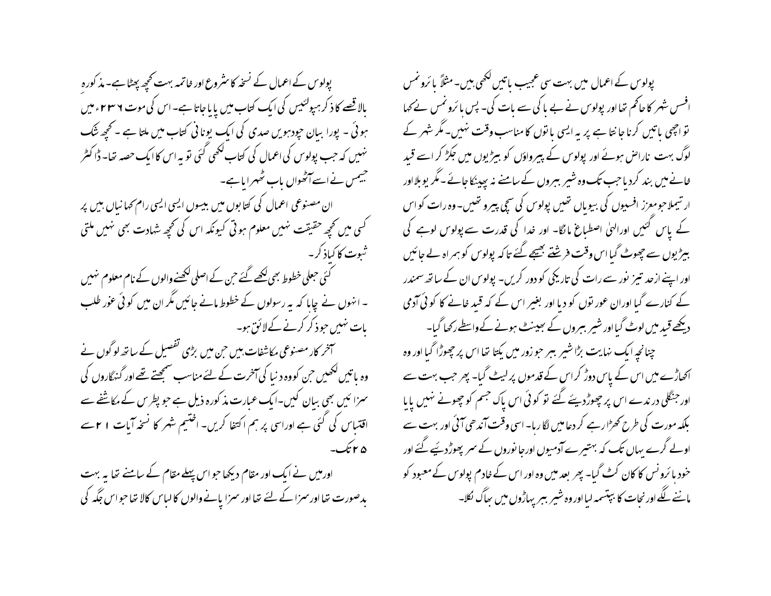پولوس کے اعمال میں بہت سی عجیب باتیں لکھی ہیں۔ مثلاً بائرونس افسس شہر کا حاکم تھا اور پولوس نے بے باکی سے بات کی۔ پس بائرونس نے کہا تو اچھی باتیں کرنا جانتا ہے پر یہ ایسی باتوں کا مناسب وقت نہیں۔ مگر شہر کے لوگ بہت ناراض ہوئے اور پولوس کے پیرواؤں کو بیڑیوں میں جکڑ کر اسے قید خانے میں بند کردیا جب تک وہ شیر ببروں کے سامنے نہ پھینکا جائے۔ مگر یوبلا اور ارتیملا جو معزز افسیوں کی بیویاں تھیں پولوس کی سچی پیرو تھیں۔ وہ رات کو اس کے پاس گئیں اورالہیٰ اصطباغ مانگا۔ اور خدا کی قدرت سے پولوس لوہے کی بیڑیوں سے چھوٹ گیا اس وقت فرشتے بھیجے گئے تاکہ پولوس کو ہمراہ لے جائیں اور اپنے ازحد تیز نور سے رات کی تاریکی کو دور کریں۔ پولوس ان کے ساتھ سمندر کے کنارے گیا اوران عورتوں کو دیا اور بغیر اس کے کہ قید خانے کا کوئی آدمی دیکھے قید میں لوٹ گیا اور شیر ببروں کے بھینٹ ہونے کے واسطے رکھا گیا۔

چنانچہ ایک نہایت بڑا شیر ببر جو زور میں یکتا تھا اس پر چھوڑا گیا اور وہ اکھاڑے میں اس کے پاس دوڑ کر اس کے قدموں پر لیٹ گیا۔ پھر جب بہت سے اور جنگلی درندے اس پر چھوڑدیئے گئے تو کوئی اس پاک جسم کو چھونے نہیں پایا بلکہ مورت کی طرح کھڑارہے کر دعا میں لگا رہا۔ اسی وقت آندھی آئی اور بہت سے اولے گرے یہاں تک کہ بہتیرے آدمیوں اورجانوروں کے سر پھوڑدئیے گئے اور خود بائرونس کا کان کٹ گیا۔ پھر بعد میں وہ اور اس کے خادم پولوس کے معبود کو ماننے لگے اور نجات کا بپتسمہ لیا اور وہ شیر ببر پہاڑوں میں بھاگ نکلا۔

پولوس کے اعمال کے نسخہ کا شروع اور خاتمہ بہت کچھ پھٹا ہے۔ مذکورہ بالاقصے کا ذکر ہپولٹیس کی ایک کتاب میں پایا جاتا ہے۔ اس کی موت ۲۳۶ء میں ہوئی ۔ پورا بیان چودھویں صدی کی ایک یونانی کتاب میں ملتا ہے ۔ کچھ شک نہیں کہ جب پولوس کی اعمال کی کتاب لکھی گئی تو یہ اس کا ایک حصہ تھا۔ ڈاکٹر جیمس نے اسے آٹھواں باب ٹھہرایا ہے۔

ان مصنوعی اعمال کی کتابوں میں بیسوں ایسی ایسی رام کہانیاں ہیں پر کسی میں کچھ حقیقت نہیں معلوم ہوتی کیونکہ اس کی کچھ شہادت بھی نہیں ملتی ثبوت کا کیاذکر۔

کئی جعلی خطوط بھی لکھے گئے جن کے اصلی لکھنے والوں کے نام معلوم نہیں ۔ انہوں نے چاہا کہ یہ رسولوں کے خطوط مانے جائیں مگر ان میں کوئی غور طلب بات نہیں جوذکر کرنے کے لائق ہو۔

آخر کار مصنوعی مکاشفات ہیں جن میں بڑی تفصیل کے ساتھ لوگوں نے وہ باتیں لکھیں جن کووہ دنیا کی آخرت کے لئے مناسب سمجھتے تھے اور گنہگاروں کی سزائیں بھی بیان کیں۔ ایک عبارت مذکورہ ذیل ہے جو پطرس کے مکاشفے سے اقتباس کی گئی ہے اوراسی پر ہم اکتفا کریں۔ اخمیم شہر کا نسخہ آیات ۲۱ سے ۲۵ تک۔

اور میں نے ایک اور مقام دیکھا جو اس پہلے مقام کے سامنے تھا یہ بہت بدصورت تھا اور سزا کے لئے تھا اور سزا پانے والوں کا لباس کالا تھا جو اس جگہ کی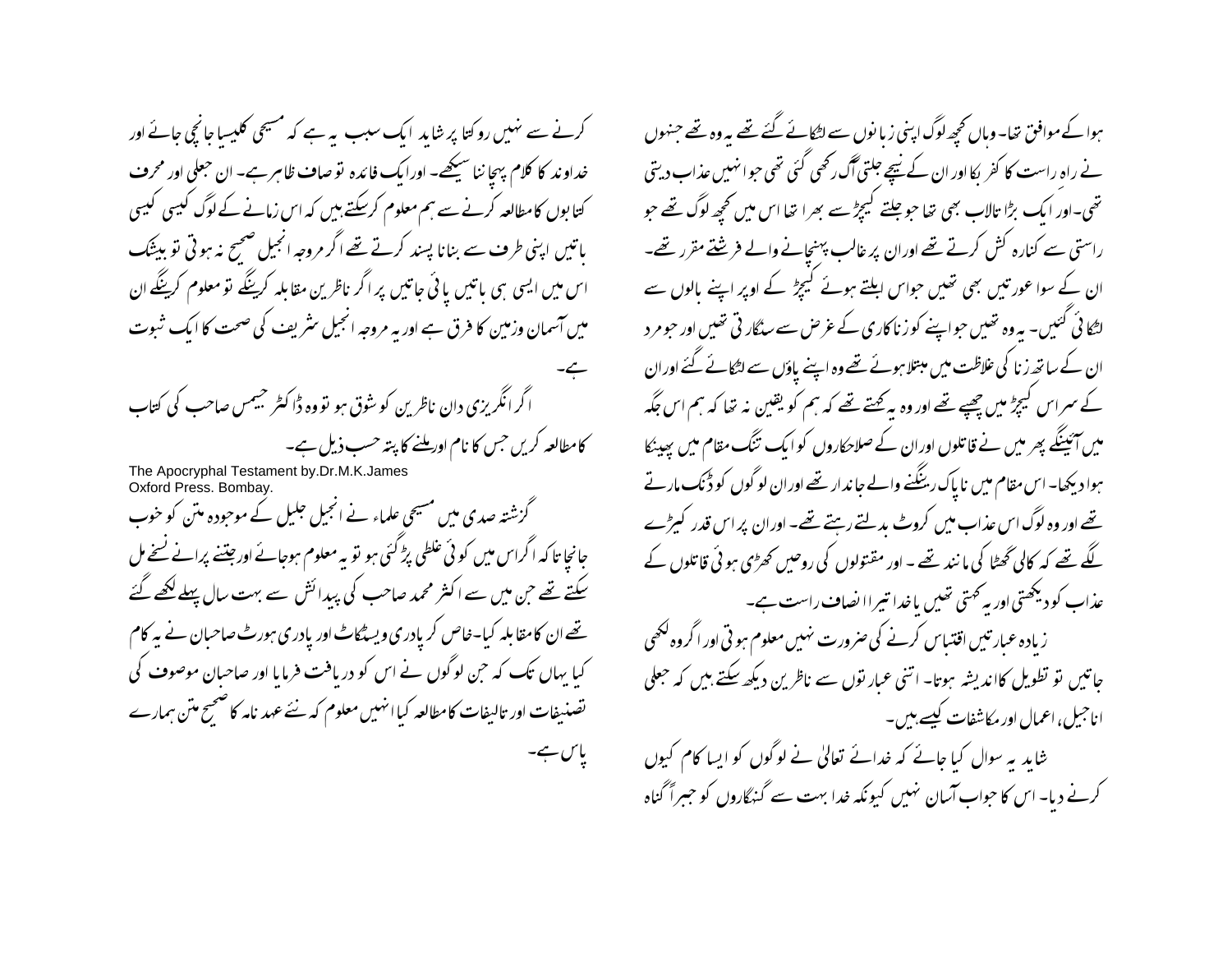ہوا کے موافق تھا۔ وہاں کچھ لوگ اپنی زبانوں سے لٹکائے گئے تھے یہ وہ تھے جنہوں نے راہِ راست کا کفر بکا اور ان کے نیچے جلتی آگ رکھی گئی تھی جو انہیں عذاب دیتی تھی۔ اور ایک بڑا تالاب بھی تھا جو جلتے کیچڑ سے بھرا تھا اس میں کچھ لوگ تھے جو راستی سے کنارہ کش کرتے تھے اور ان پر غالب پہنچانے والے فرشتے مقرر تھے۔ ان کے سوا عورتیں بھی تھیں جو اس ابلتے ہوئے کیچڑ کے اوپر اپنے بالوں سے لٹکائی گئیں۔ یہ وہ تھیں جو اپنے کو زناکاری کے غرض سے سنگارتی تھیں اور جو مرد ان کے ساتھ زنا کی غلاظت میں مبتلا ہوئے تھے وہ اپنے پاؤں سے لٹکائے گئے اور ان کے سر اس کیچڑ میں چھپے تھے اور وہ یہ کہتے تھے کہ ہم کو یقین نہ تھا کہ ہم اس جگہ میں آئینگے پھر میں نے قاتلوں اور ان کے صلاحکاروں کو ایک تنگ مقام میں پھینکا ہوا دیکھا۔ اس مقام میں ناپاک رینگنے والے جاندار تھے اور ان لوگوں کو ڈنک مارتے تھے اور وہ لوگ اس عذاب میں کروٹ بدلتے رہتے تھے۔ اور ان پر اس قدر کیڑے لگے تھے کہ کالی گھٹا کی مانند تھے۔ اور مقتولوں کی روحیں کھڑی ہوئی قاتلوں کے عذاب کو دیکھتی اور یہ کہتی تھیں یا خدا تیرا انصاف راست ہے۔

زیادہ عبارتیں اقتباس کرنے کی ضرورت نہیں معلوم ہوتی اور اگر وہ لکھی جاتیں تو تطویل کا اندیشہ ہوتا۔ اتنی عبارتوں سے ناظرین دیکھ سکتے ہیں کہ جعلی اناجیل، اعمال اور مکاشفات کیسے ہیں۔

شاید یہ سوال کیا جائے کہ خدائے تعالیٰ نے لوگوں کو ایسا کام کیوں کرنے دیا۔ اس کا جواب آسان نہیں کیونکہ خدا بہت سے گنہگاروں کو جبراً گناہ کرنے سے نہیں روکتا پر شاید ایک سبب یہ ہے کہ مسیحی کلیسیا جانچی جائے اور خداوند کا کلام پہچاننا سیکھے۔ اور ایک فائدہ تو صاف ظاہر ہے۔ ان جعلی اور محرف کتابوں کا مطالعہ کرنے سے ہم معلوم کرسکتے ہیں کہ اس زمانے کے لوگ کیسی کیسی باتیں اپنی طرف سے بنانا پسند کرتے تھے اگر مروجہ انجیل صحیح نہ ہوتی تو بیشک اس میں ایسی ہی باتیں پائی جاتیں پر اگر ناظرین مقابلہ کرینگے تو معلوم کرینگے ان میں آسمان وزمین کا فرق ہے اور یہ مروجہ انجیل شریف کی صحت کا ایک ثبوت ہے۔

اگر انگریزی دان ناظرین کو شوق ہو تو وہ ڈاکٹر جیمس صاحب کی کتاب کا مطالعہ کریں جس کا نام اور ملنے کا پتہ حسب ذیل ہے۔

The Apocryphal Testament by.Dr.M.K.James
Oxford Press. Bombay.

گزشتہ صدی میں مسیحی علماء نے انجیل جلیل کے موجودہ متن کو خوب جانچا تاکہ اگر اس میں کوئی غلطی پڑ گئی ہو تو یہ معلوم ہوجائے اور جتنے پرانے نسخے مل سکتے تھے جن میں سے اکثر محمد صاحب کی پیدائش سے بہت سال پہلے لکھے گئے تھے ان کا مقابلہ کیا۔ خاص کر پادری ویسٹکاٹ اور پادری ہورٹ صاحبان نے یہ کام کیا یہاں تک کہ جن لوگوں نے اس کو دریافت فرمایا اور صاحبان موصوف کی تصنیفات اور تالیفات کا مطالعہ کیا انہیں معلوم کہ نئے عہد نامہ کا صحیح متن ہمارے پاس ہے۔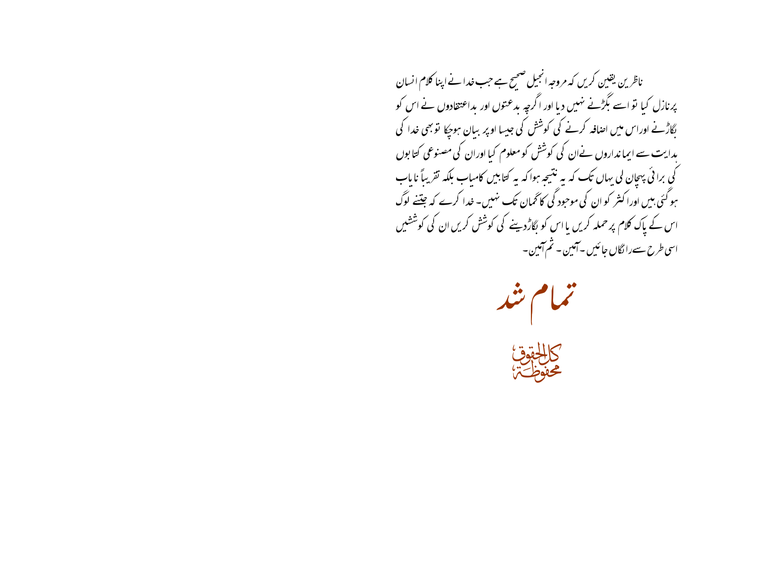ناظرین یقین کریں کہ مروجہ انجیل صحیح ہے جب خدا نے اپنا کلام انسان پرنازل کیا تو اسے بگڑنے نہیں دیا اور اگرچہ بدعتوں اور بداعتقادوں نے اس کو بگاڑنے اوراس میں اضافہ کرنے کی کوشش کی جیسا اوپر بیان ہوچکا توبھی خدا کی ہدایت سے ایمانداروں نےان کی کوشش کو معلوم کیا اوران کی مصنوعی کتابوں کی برائی پہچان لی یہاں تک کہ یہ نتیجہ ہوا کہ یہ کتابیں کامیاب بلکہ تقریباً نایاب ہوگئی ہیں اوراکثر کو ان کی موجودگی کا گمان تک نہیں۔ خدا کرے کہ جتنے لوگ اس کے پاک کلام پر حملہ کریں یا اس کو بگاڑدینے کی کوشش کریں ان کی کوششیں اسی طرح سے رائگاں جائیں۔آمین۔ ثم آمین۔

تمام شد

کل الحقوق محفوظۃ